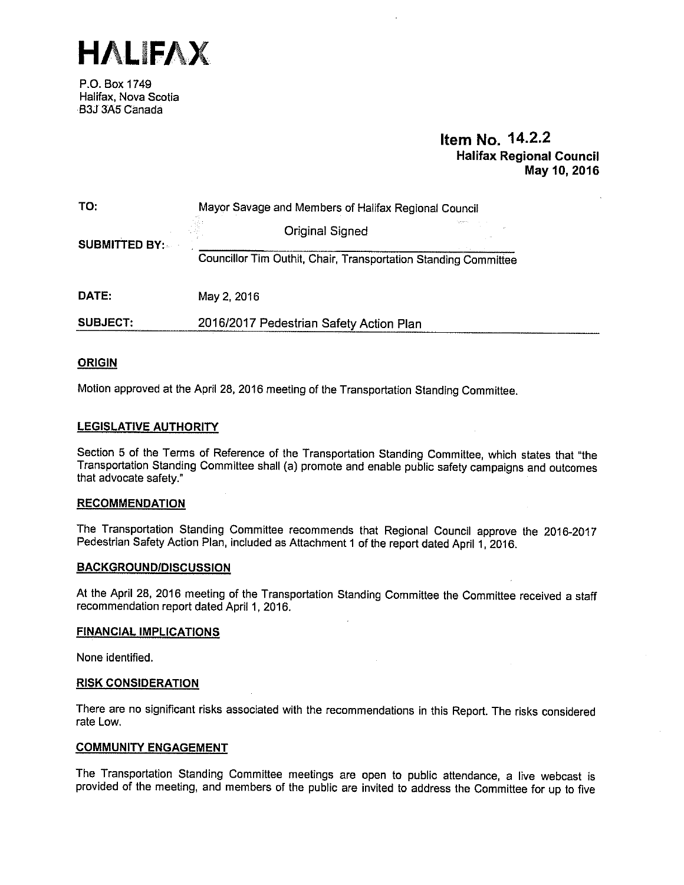# HALIFAX

P.O. Box 1749
Halifax, Nova Scotia
B3J 3A5 Canada

**Item No. 14.2.2**
**Halifax Regional Council**
**May 10, 2016**

| | |
|---|---|
| **TO:** | Mayor Savage and Members of Halifax Regional Council |
| **SUBMITTED BY:** | Original Signed<br>Councillor Tim Outhit, Chair, Transportation Standing Committee |
| **DATE:** | May 2, 2016 |
| **SUBJECT:** | 2016/2017 Pedestrian Safety Action Plan |

## ORIGIN

Motion approved at the April 28, 2016 meeting of the Transportation Standing Committee.

## LEGISLATIVE AUTHORITY

Section 5 of the Terms of Reference of the Transportation Standing Committee, which states that "the Transportation Standing Committee shall (a) promote and enable public safety campaigns and outcomes that advocate safety."

## RECOMMENDATION

The Transportation Standing Committee recommends that Regional Council approve the 2016-2017 Pedestrian Safety Action Plan, included as Attachment 1 of the report dated April 1, 2016.

## BACKGROUND/DISCUSSION

At the April 28, 2016 meeting of the Transportation Standing Committee the Committee received a staff recommendation report dated April 1, 2016.

## FINANCIAL IMPLICATIONS

None identified.

## RISK CONSIDERATION

There are no significant risks associated with the recommendations in this Report. The risks considered rate Low.

## COMMUNITY ENGAGEMENT

The Transportation Standing Committee meetings are open to public attendance, a live webcast is provided of the meeting, and members of the public are invited to address the Committee for up to five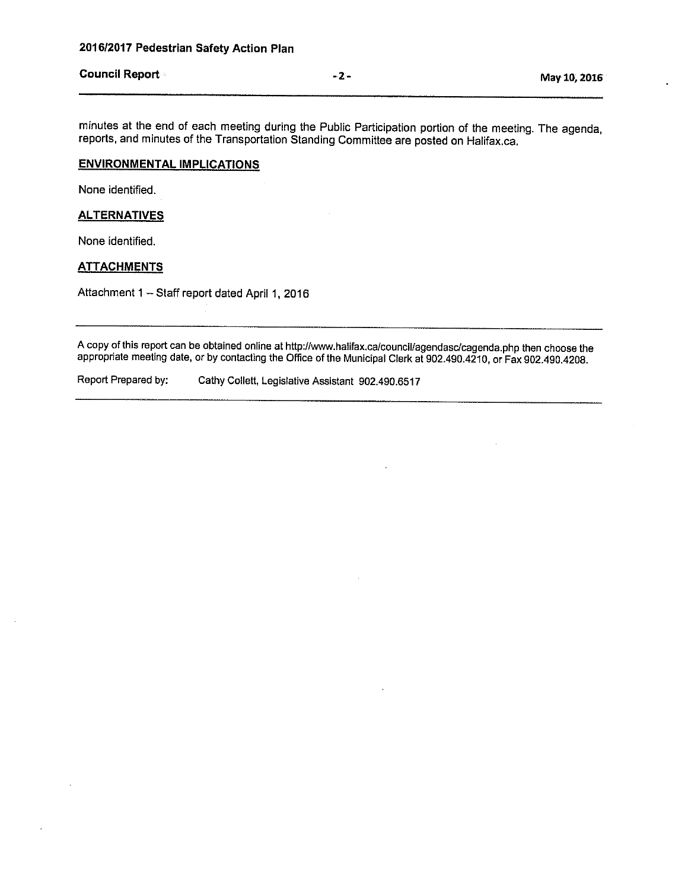minutes at the end of each meeting during the Public Participation portion of the meeting. The agenda, reports, and minutes of the Transportation Standing Committee are posted on Halifax.ca.

## ENVIRONMENTAL IMPLICATIONS

None identified.

## ALTERNATIVES

None identified.

## ATTACHMENTS

Attachment 1 – Staff report dated April 1, 2016

---

A copy of this report can be obtained online at http://www.halifax.ca/council/agendasc/cagenda.php then choose the appropriate meeting date, or by contacting the Office of the Municipal Clerk at 902.490.4210, or Fax 902.490.4208.

Report Prepared by: Cathy Collett, Legislative Assistant 902.490.6517

---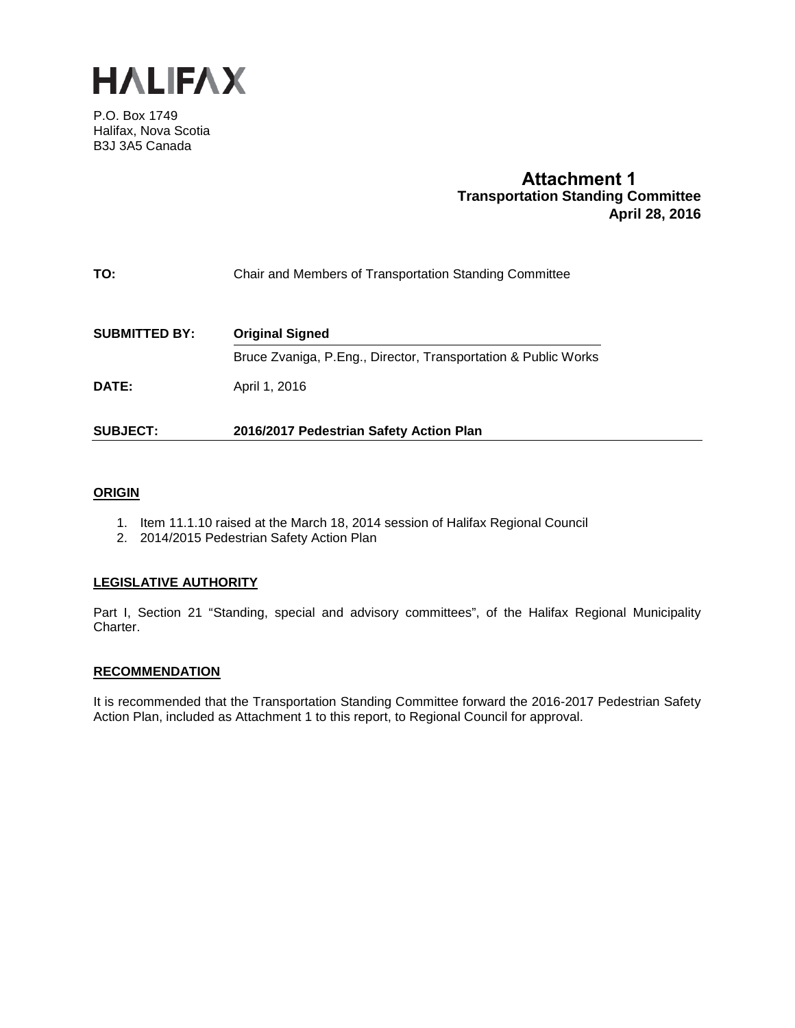# HALIFAX

P.O. Box 1749
Halifax, Nova Scotia
B3J 3A5 Canada

**Attachment 1**
**Transportation Standing Committee**
**April 28, 2016**

**TO:** Chair and Members of Transportation Standing Committee

**SUBMITTED BY:** **Original Signed**

Bruce Zvaniga, P.Eng., Director, Transportation & Public Works

**DATE:** April 1, 2016

**SUBJECT:** **2016/2017 Pedestrian Safety Action Plan**

## ORIGIN

1. Item 11.1.10 raised at the March 18, 2014 session of Halifax Regional Council
2. 2014/2015 Pedestrian Safety Action Plan

## LEGISLATIVE AUTHORITY

Part I, Section 21 "Standing, special and advisory committees", of the Halifax Regional Municipality Charter.

## RECOMMENDATION

It is recommended that the Transportation Standing Committee forward the 2016-2017 Pedestrian Safety Action Plan, included as Attachment 1 to this report, to Regional Council for approval.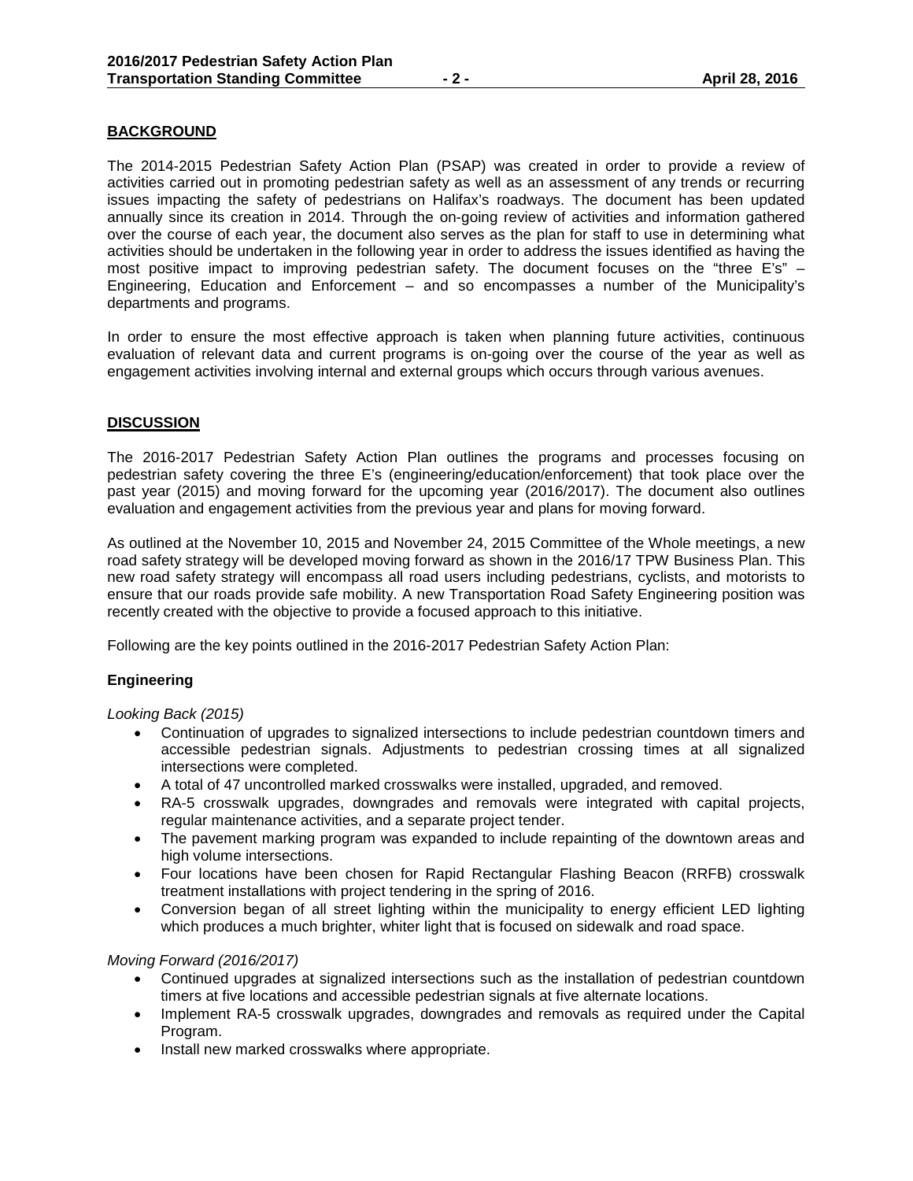## BACKGROUND

The 2014-2015 Pedestrian Safety Action Plan (PSAP) was created in order to provide a review of activities carried out in promoting pedestrian safety as well as an assessment of any trends or recurring issues impacting the safety of pedestrians on Halifax's roadways. The document has been updated annually since its creation in 2014. Through the on-going review of activities and information gathered over the course of each year, the document also serves as the plan for staff to use in determining what activities should be undertaken in the following year in order to address the issues identified as having the most positive impact to improving pedestrian safety. The document focuses on the "three E's" – Engineering, Education and Enforcement – and so encompasses a number of the Municipality's departments and programs.

In order to ensure the most effective approach is taken when planning future activities, continuous evaluation of relevant data and current programs is on-going over the course of the year as well as engagement activities involving internal and external groups which occurs through various avenues.

## DISCUSSION

The 2016-2017 Pedestrian Safety Action Plan outlines the programs and processes focusing on pedestrian safety covering the three E's (engineering/education/enforcement) that took place over the past year (2015) and moving forward for the upcoming year (2016/2017). The document also outlines evaluation and engagement activities from the previous year and plans for moving forward.

As outlined at the November 10, 2015 and November 24, 2015 Committee of the Whole meetings, a new road safety strategy will be developed moving forward as shown in the 2016/17 TPW Business Plan. This new road safety strategy will encompass all road users including pedestrians, cyclists, and motorists to ensure that our roads provide safe mobility. A new Transportation Road Safety Engineering position was recently created with the objective to provide a focused approach to this initiative.

Following are the key points outlined in the 2016-2017 Pedestrian Safety Action Plan:

### Engineering

*Looking Back (2015)*

- Continuation of upgrades to signalized intersections to include pedestrian countdown timers and accessible pedestrian signals. Adjustments to pedestrian crossing times at all signalized intersections were completed.
- A total of 47 uncontrolled marked crosswalks were installed, upgraded, and removed.
- RA-5 crosswalk upgrades, downgrades and removals were integrated with capital projects, regular maintenance activities, and a separate project tender.
- The pavement marking program was expanded to include repainting of the downtown areas and high volume intersections.
- Four locations have been chosen for Rapid Rectangular Flashing Beacon (RRFB) crosswalk treatment installations with project tendering in the spring of 2016.
- Conversion began of all street lighting within the municipality to energy efficient LED lighting which produces a much brighter, whiter light that is focused on sidewalk and road space.

*Moving Forward (2016/2017)*

- Continued upgrades at signalized intersections such as the installation of pedestrian countdown timers at five locations and accessible pedestrian signals at five alternate locations.
- Implement RA-5 crosswalk upgrades, downgrades and removals as required under the Capital Program.
- Install new marked crosswalks where appropriate.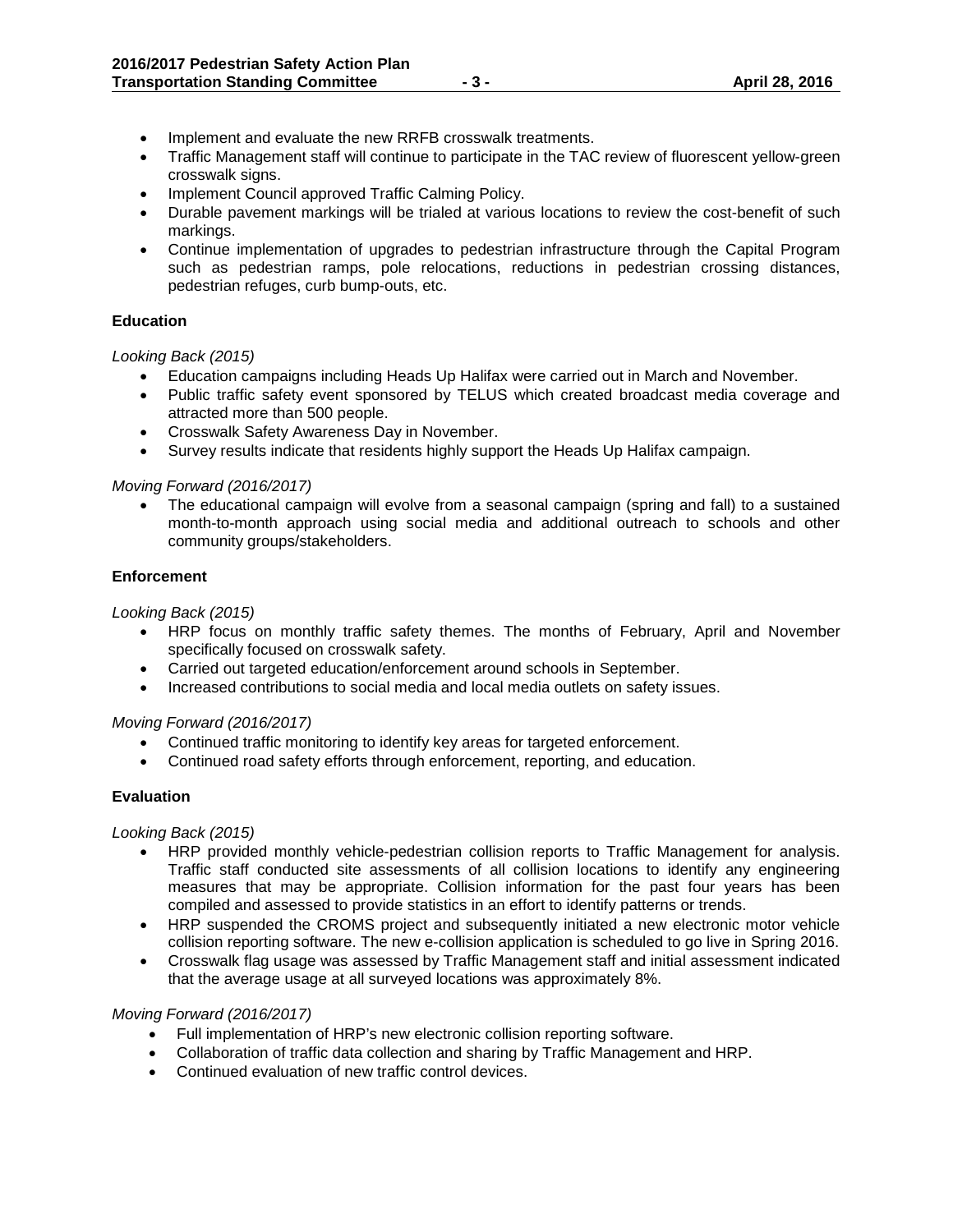- Implement and evaluate the new RRFB crosswalk treatments.
- Traffic Management staff will continue to participate in the TAC review of fluorescent yellow-green crosswalk signs.
- Implement Council approved Traffic Calming Policy.
- Durable pavement markings will be trialed at various locations to review the cost-benefit of such markings.
- Continue implementation of upgrades to pedestrian infrastructure through the Capital Program such as pedestrian ramps, pole relocations, reductions in pedestrian crossing distances, pedestrian refuges, curb bump-outs, etc.

**Education**

*Looking Back (2015)*

- Education campaigns including Heads Up Halifax were carried out in March and November.
- Public traffic safety event sponsored by TELUS which created broadcast media coverage and attracted more than 500 people.
- Crosswalk Safety Awareness Day in November.
- Survey results indicate that residents highly support the Heads Up Halifax campaign.

*Moving Forward (2016/2017)*

- The educational campaign will evolve from a seasonal campaign (spring and fall) to a sustained month-to-month approach using social media and additional outreach to schools and other community groups/stakeholders.

**Enforcement**

*Looking Back (2015)*

- HRP focus on monthly traffic safety themes. The months of February, April and November specifically focused on crosswalk safety.
- Carried out targeted education/enforcement around schools in September.
- Increased contributions to social media and local media outlets on safety issues.

*Moving Forward (2016/2017)*

- Continued traffic monitoring to identify key areas for targeted enforcement.
- Continued road safety efforts through enforcement, reporting, and education.

**Evaluation**

*Looking Back (2015)*

- HRP provided monthly vehicle-pedestrian collision reports to Traffic Management for analysis. Traffic staff conducted site assessments of all collision locations to identify any engineering measures that may be appropriate. Collision information for the past four years has been compiled and assessed to provide statistics in an effort to identify patterns or trends.
- HRP suspended the CROMS project and subsequently initiated a new electronic motor vehicle collision reporting software. The new e-collision application is scheduled to go live in Spring 2016.
- Crosswalk flag usage was assessed by Traffic Management staff and initial assessment indicated that the average usage at all surveyed locations was approximately 8%.

*Moving Forward (2016/2017)*

- Full implementation of HRP's new electronic collision reporting software.
- Collaboration of traffic data collection and sharing by Traffic Management and HRP.
- Continued evaluation of new traffic control devices.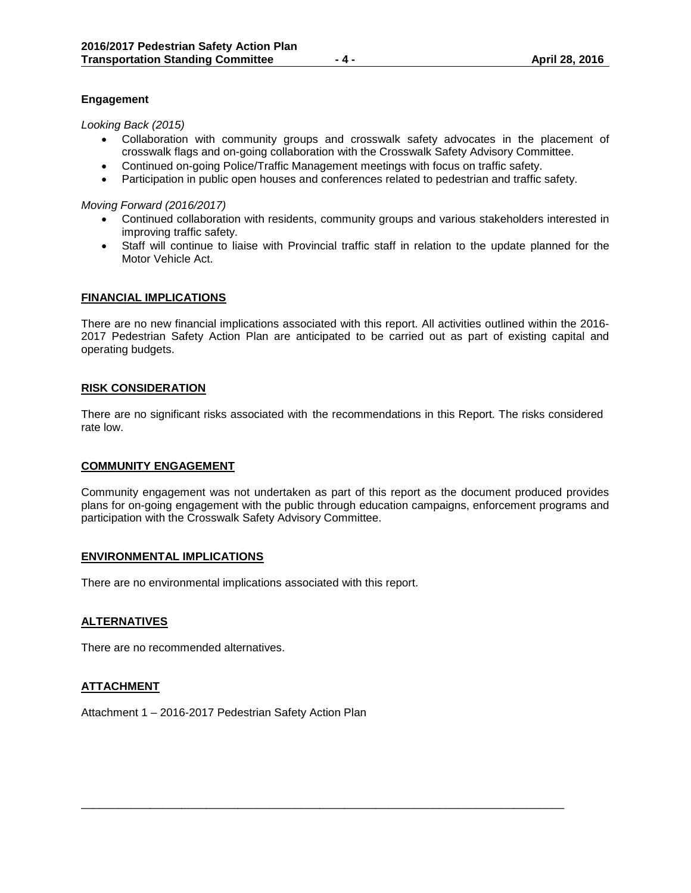**Engagement**

*Looking Back (2015)*

- Collaboration with community groups and crosswalk safety advocates in the placement of crosswalk flags and on-going collaboration with the Crosswalk Safety Advisory Committee.
- Continued on-going Police/Traffic Management meetings with focus on traffic safety.
- Participation in public open houses and conferences related to pedestrian and traffic safety.

*Moving Forward (2016/2017)*

- Continued collaboration with residents, community groups and various stakeholders interested in improving traffic safety.
- Staff will continue to liaise with Provincial traffic staff in relation to the update planned for the Motor Vehicle Act.

## FINANCIAL IMPLICATIONS

There are no new financial implications associated with this report. All activities outlined within the 2016-2017 Pedestrian Safety Action Plan are anticipated to be carried out as part of existing capital and operating budgets.

## RISK CONSIDERATION

There are no significant risks associated with the recommendations in this Report. The risks considered rate low.

## COMMUNITY ENGAGEMENT

Community engagement was not undertaken as part of this report as the document produced provides plans for on-going engagement with the public through education campaigns, enforcement programs and participation with the Crosswalk Safety Advisory Committee.

## ENVIRONMENTAL IMPLICATIONS

There are no environmental implications associated with this report.

## ALTERNATIVES

There are no recommended alternatives.

## ATTACHMENT

Attachment 1 – 2016-2017 Pedestrian Safety Action Plan

---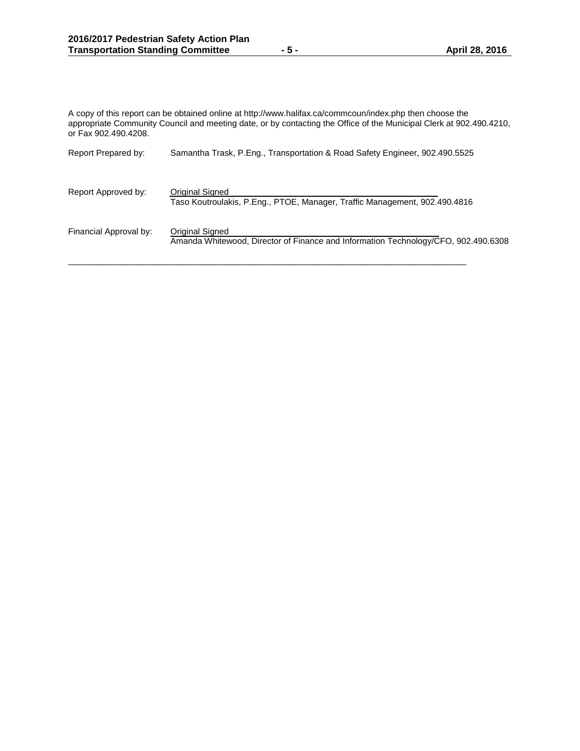A copy of this report can be obtained online at http://www.halifax.ca/commcoun/index.php then choose the appropriate Community Council and meeting date, or by contacting the Office of the Municipal Clerk at 902.490.4210, or Fax 902.490.4208.

Report Prepared by: Samantha Trask, P.Eng., Transportation & Road Safety Engineer, 902.490.5525

Report Approved by: Original Signed
Taso Koutroulakis, P.Eng., PTOE, Manager, Traffic Management, 902.490.4816

Financial Approval by: Original Signed
Amanda Whitewood, Director of Finance and Information Technology/CFO, 902.490.6308

---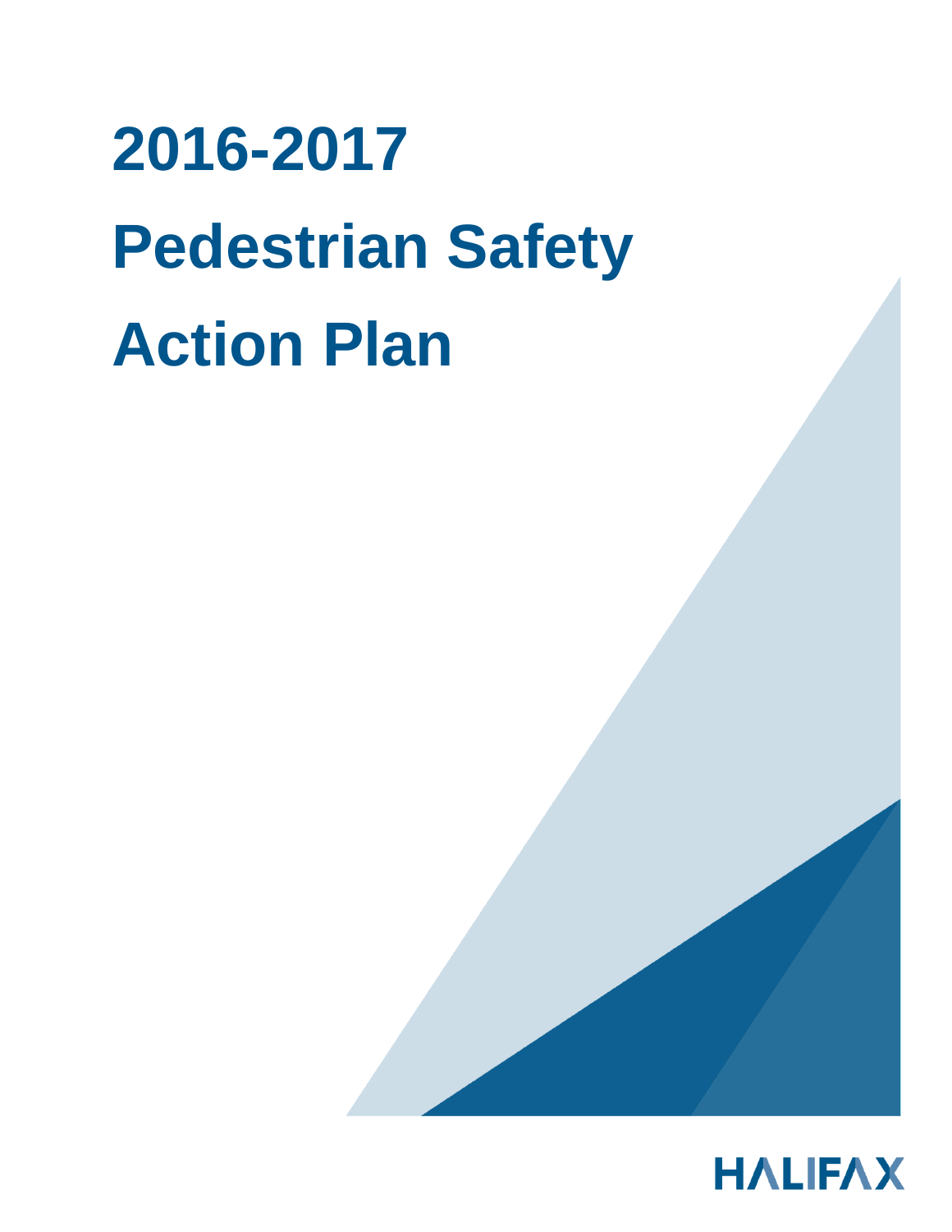# 2016-2017 Pedestrian Safety Action Plan

HALIFAX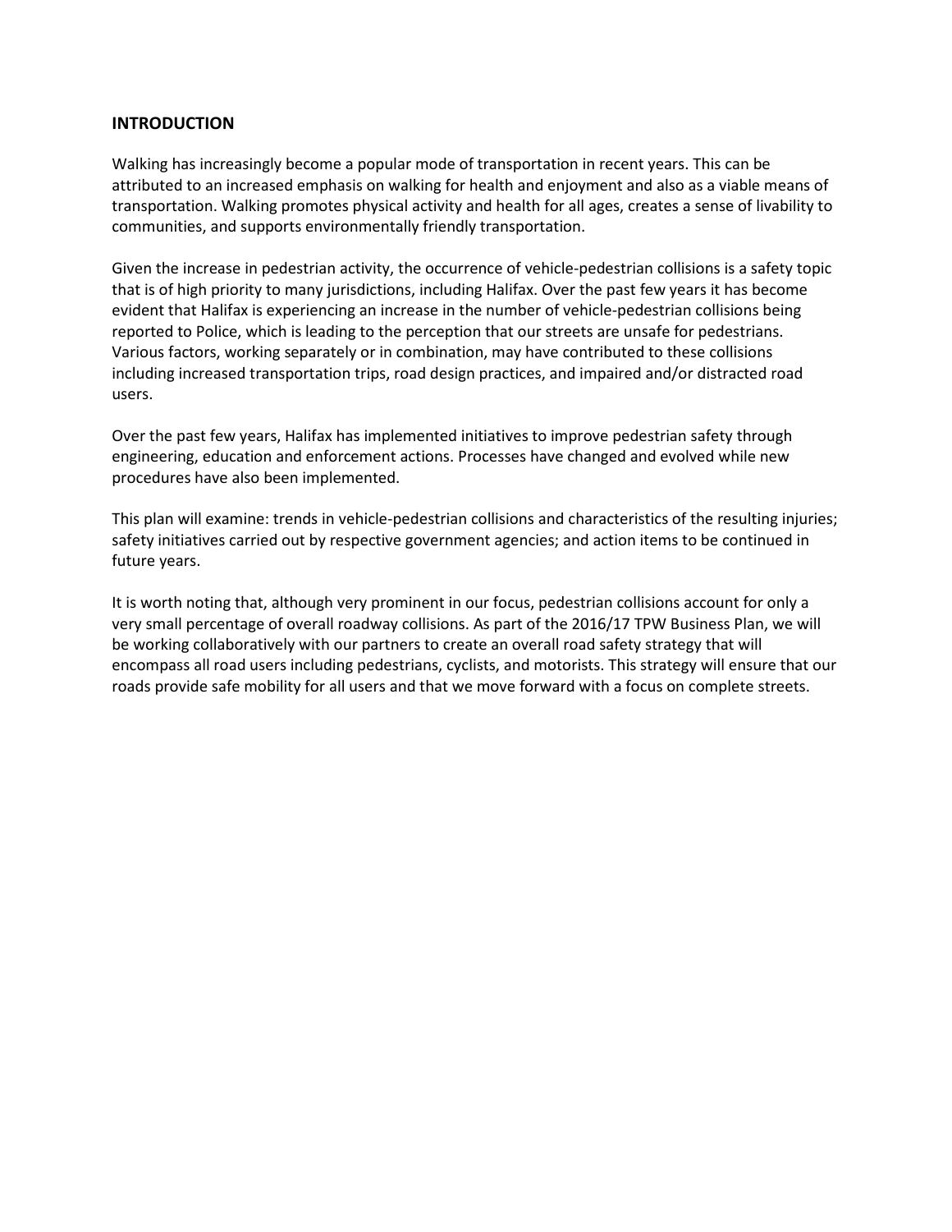## INTRODUCTION

Walking has increasingly become a popular mode of transportation in recent years. This can be attributed to an increased emphasis on walking for health and enjoyment and also as a viable means of transportation. Walking promotes physical activity and health for all ages, creates a sense of livability to communities, and supports environmentally friendly transportation.

Given the increase in pedestrian activity, the occurrence of vehicle-pedestrian collisions is a safety topic that is of high priority to many jurisdictions, including Halifax. Over the past few years it has become evident that Halifax is experiencing an increase in the number of vehicle-pedestrian collisions being reported to Police, which is leading to the perception that our streets are unsafe for pedestrians. Various factors, working separately or in combination, may have contributed to these collisions including increased transportation trips, road design practices, and impaired and/or distracted road users.

Over the past few years, Halifax has implemented initiatives to improve pedestrian safety through engineering, education and enforcement actions. Processes have changed and evolved while new procedures have also been implemented.

This plan will examine: trends in vehicle-pedestrian collisions and characteristics of the resulting injuries; safety initiatives carried out by respective government agencies; and action items to be continued in future years.

It is worth noting that, although very prominent in our focus, pedestrian collisions account for only a very small percentage of overall roadway collisions. As part of the 2016/17 TPW Business Plan, we will be working collaboratively with our partners to create an overall road safety strategy that will encompass all road users including pedestrians, cyclists, and motorists. This strategy will ensure that our roads provide safe mobility for all users and that we move forward with a focus on complete streets.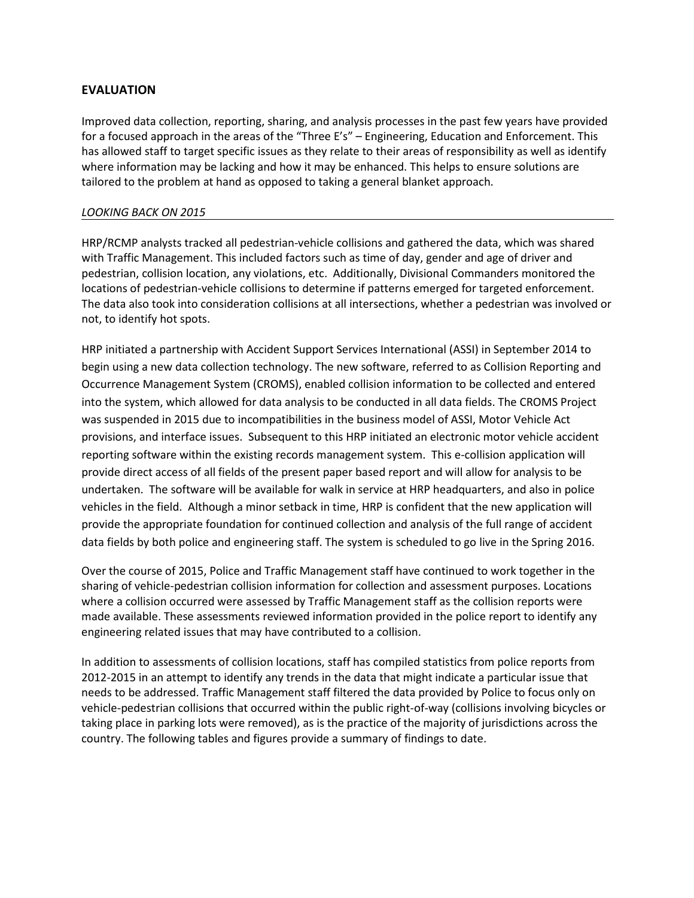## EVALUATION

Improved data collection, reporting, sharing, and analysis processes in the past few years have provided for a focused approach in the areas of the "Three E's" – Engineering, Education and Enforcement. This has allowed staff to target specific issues as they relate to their areas of responsibility as well as identify where information may be lacking and how it may be enhanced. This helps to ensure solutions are tailored to the problem at hand as opposed to taking a general blanket approach.

### *LOOKING BACK ON 2015*

HRP/RCMP analysts tracked all pedestrian-vehicle collisions and gathered the data, which was shared with Traffic Management. This included factors such as time of day, gender and age of driver and pedestrian, collision location, any violations, etc. Additionally, Divisional Commanders monitored the locations of pedestrian-vehicle collisions to determine if patterns emerged for targeted enforcement. The data also took into consideration collisions at all intersections, whether a pedestrian was involved or not, to identify hot spots.

HRP initiated a partnership with Accident Support Services International (ASSI) in September 2014 to begin using a new data collection technology. The new software, referred to as Collision Reporting and Occurrence Management System (CROMS), enabled collision information to be collected and entered into the system, which allowed for data analysis to be conducted in all data fields. The CROMS Project was suspended in 2015 due to incompatibilities in the business model of ASSI, Motor Vehicle Act provisions, and interface issues. Subsequent to this HRP initiated an electronic motor vehicle accident reporting software within the existing records management system. This e-collision application will provide direct access of all fields of the present paper based report and will allow for analysis to be undertaken. The software will be available for walk in service at HRP headquarters, and also in police vehicles in the field. Although a minor setback in time, HRP is confident that the new application will provide the appropriate foundation for continued collection and analysis of the full range of accident data fields by both police and engineering staff. The system is scheduled to go live in the Spring 2016.

Over the course of 2015, Police and Traffic Management staff have continued to work together in the sharing of vehicle-pedestrian collision information for collection and assessment purposes. Locations where a collision occurred were assessed by Traffic Management staff as the collision reports were made available. These assessments reviewed information provided in the police report to identify any engineering related issues that may have contributed to a collision.

In addition to assessments of collision locations, staff has compiled statistics from police reports from 2012-2015 in an attempt to identify any trends in the data that might indicate a particular issue that needs to be addressed. Traffic Management staff filtered the data provided by Police to focus only on vehicle-pedestrian collisions that occurred within the public right-of-way (collisions involving bicycles or taking place in parking lots were removed), as is the practice of the majority of jurisdictions across the country. The following tables and figures provide a summary of findings to date.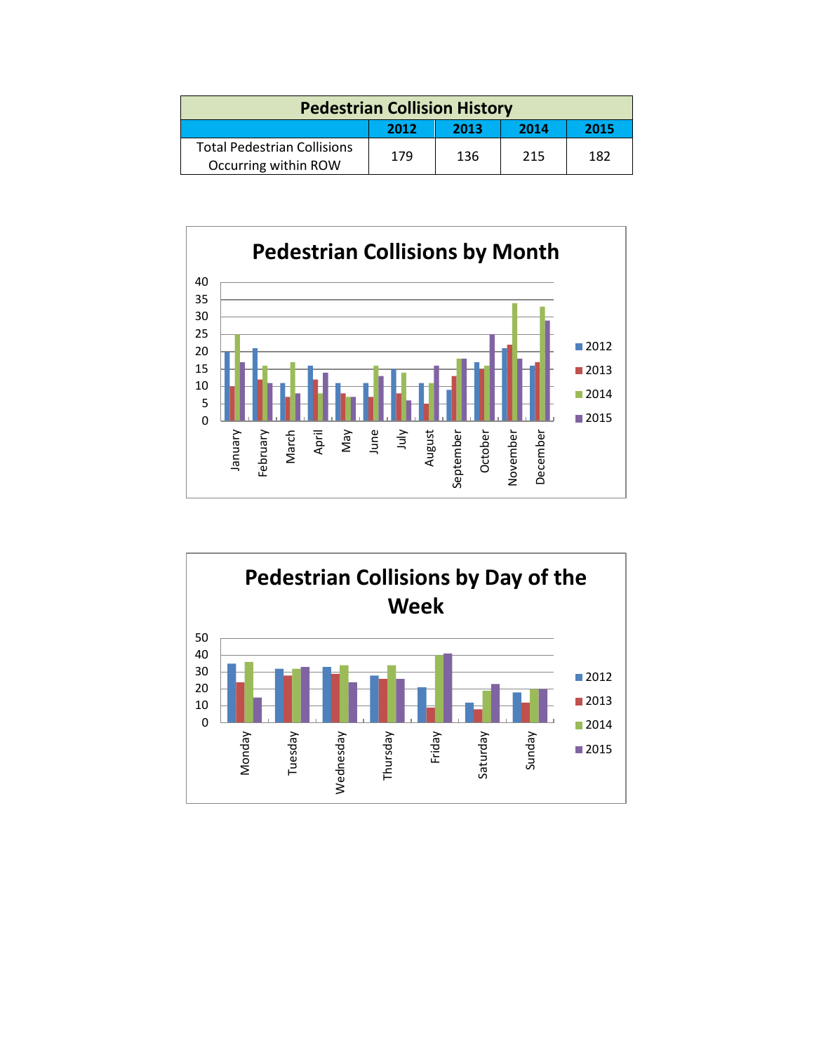| Pedestrian Collision History | | | | |
|---|---|---|---|---|
| | 2012 | 2013 | 2014 | 2015 |
| Total Pedestrian Collisions Occurring within ROW | 179 | 136 | 215 | 182 |

**Pedestrian Collisions by Month**

**Pedestrian Collisions by Day of the Week**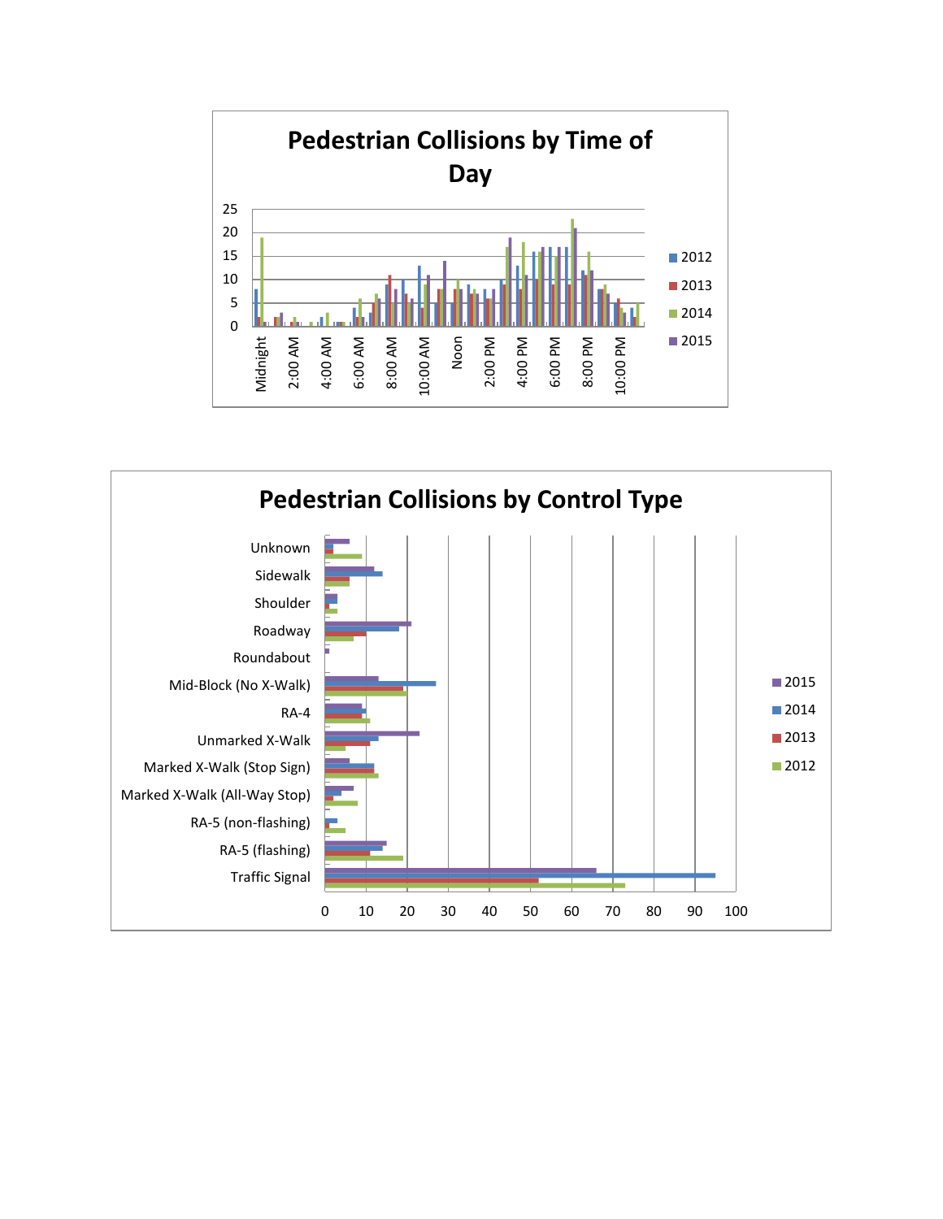## Pedestrian Collisions by Time of Day

25
20
15
10
5
0

Midnight, 2:00 AM, 4:00 AM, 6:00 AM, 8:00 AM, 10:00 AM, Noon, 2:00 PM, 4:00 PM, 6:00 PM, 8:00 PM, 10:00 PM

2012
2013
2014
2015

## Pedestrian Collisions by Control Type

Unknown
Sidewalk
Shoulder
Roadway
Roundabout
Mid-Block (No X-Walk)
RA-4
Unmarked X-Walk
Marked X-Walk (Stop Sign)
Marked X-Walk (All-Way Stop)
RA-5 (non-flashing)
RA-5 (flashing)
Traffic Signal

0 10 20 30 40 50 60 70 80 90 100

2015
2014
2013
2012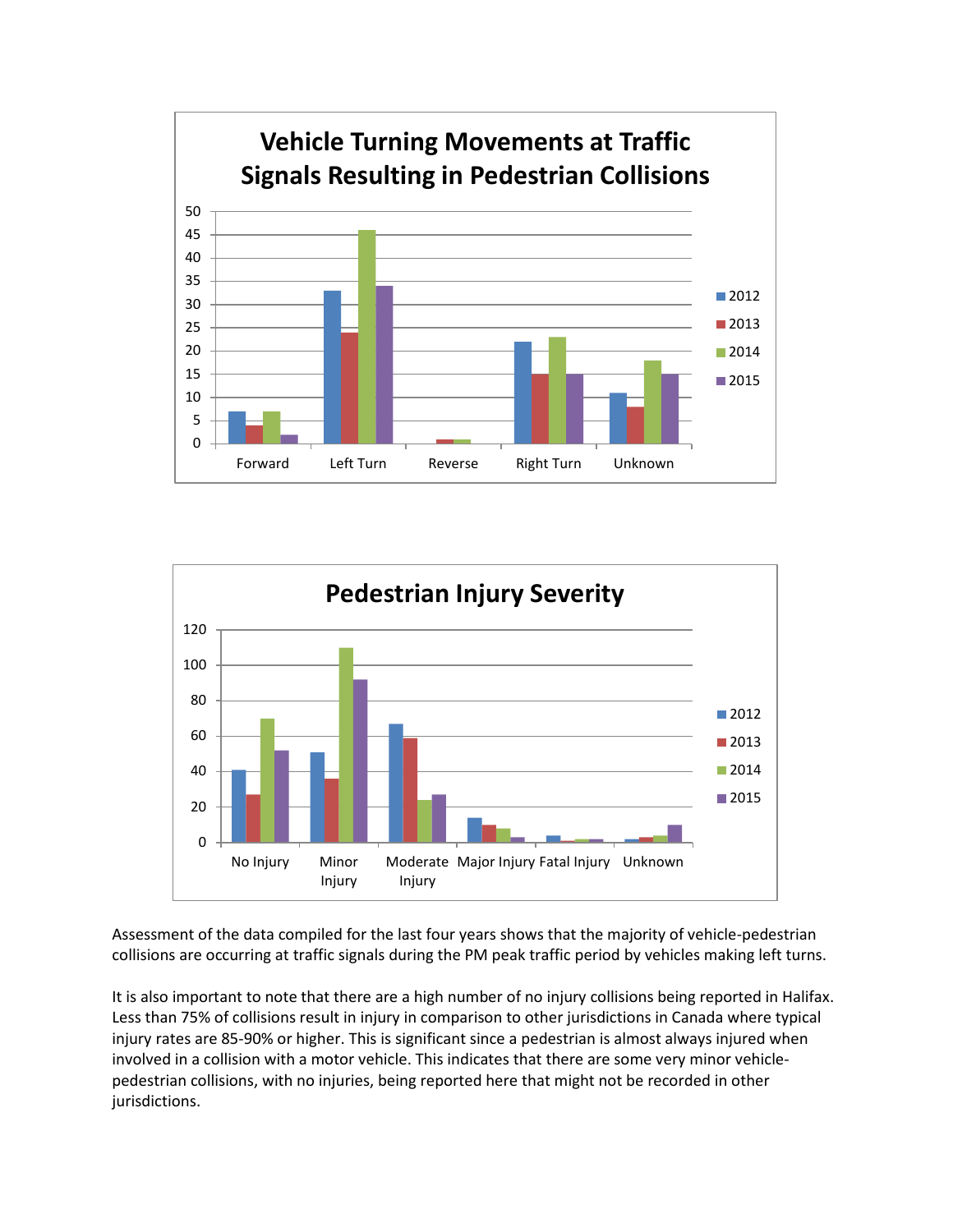Assessment of the data compiled for the last four years shows that the majority of vehicle-pedestrian collisions are occurring at traffic signals during the PM peak traffic period by vehicles making left turns.

It is also important to note that there are a high number of no injury collisions being reported in Halifax. Less than 75% of collisions result in injury in comparison to other jurisdictions in Canada where typical injury rates are 85-90% or higher. This is significant since a pedestrian is almost always injured when involved in a collision with a motor vehicle. This indicates that there are some very minor vehicle-pedestrian collisions, with no injuries, being reported here that might not be recorded in other jurisdictions.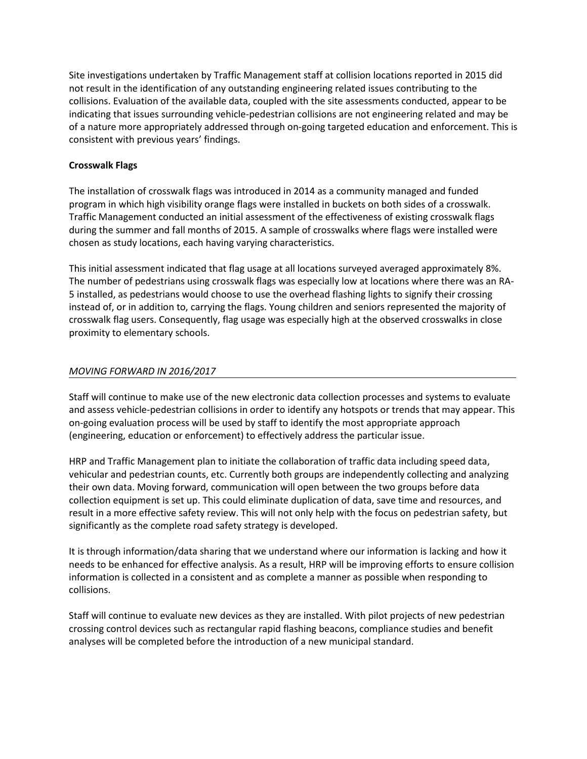Site investigations undertaken by Traffic Management staff at collision locations reported in 2015 did not result in the identification of any outstanding engineering related issues contributing to the collisions. Evaluation of the available data, coupled with the site assessments conducted, appear to be indicating that issues surrounding vehicle-pedestrian collisions are not engineering related and may be of a nature more appropriately addressed through on-going targeted education and enforcement. This is consistent with previous years' findings.

**Crosswalk Flags**

The installation of crosswalk flags was introduced in 2014 as a community managed and funded program in which high visibility orange flags were installed in buckets on both sides of a crosswalk. Traffic Management conducted an initial assessment of the effectiveness of existing crosswalk flags during the summer and fall months of 2015. A sample of crosswalks where flags were installed were chosen as study locations, each having varying characteristics.

This initial assessment indicated that flag usage at all locations surveyed averaged approximately 8%. The number of pedestrians using crosswalk flags was especially low at locations where there was an RA-5 installed, as pedestrians would choose to use the overhead flashing lights to signify their crossing instead of, or in addition to, carrying the flags. Young children and seniors represented the majority of crosswalk flag users. Consequently, flag usage was especially high at the observed crosswalks in close proximity to elementary schools.

## *MOVING FORWARD IN 2016/2017*

Staff will continue to make use of the new electronic data collection processes and systems to evaluate and assess vehicle-pedestrian collisions in order to identify any hotspots or trends that may appear. This on-going evaluation process will be used by staff to identify the most appropriate approach (engineering, education or enforcement) to effectively address the particular issue.

HRP and Traffic Management plan to initiate the collaboration of traffic data including speed data, vehicular and pedestrian counts, etc. Currently both groups are independently collecting and analyzing their own data. Moving forward, communication will open between the two groups before data collection equipment is set up. This could eliminate duplication of data, save time and resources, and result in a more effective safety review. This will not only help with the focus on pedestrian safety, but significantly as the complete road safety strategy is developed.

It is through information/data sharing that we understand where our information is lacking and how it needs to be enhanced for effective analysis. As a result, HRP will be improving efforts to ensure collision information is collected in a consistent and as complete a manner as possible when responding to collisions.

Staff will continue to evaluate new devices as they are installed. With pilot projects of new pedestrian crossing control devices such as rectangular rapid flashing beacons, compliance studies and benefit analyses will be completed before the introduction of a new municipal standard.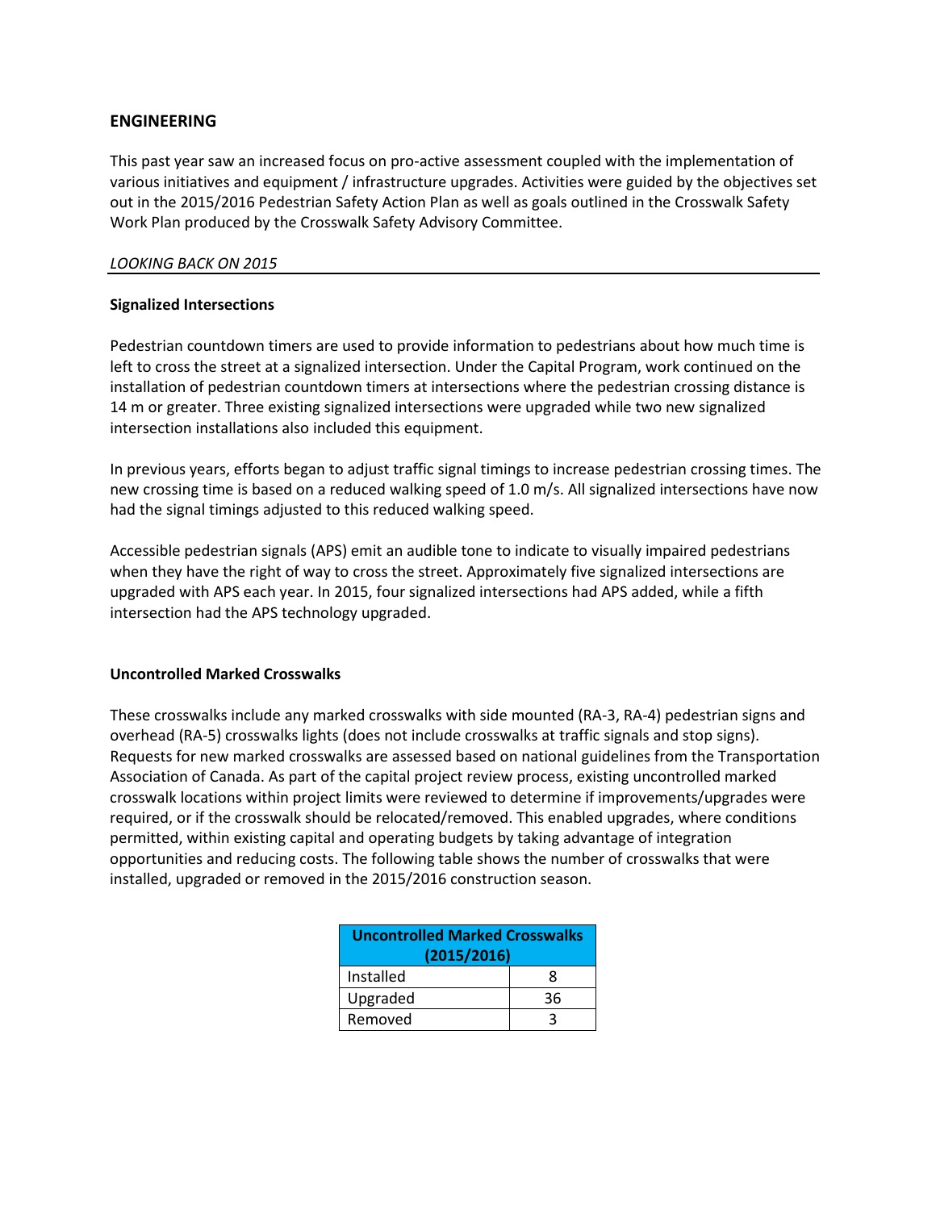## ENGINEERING

This past year saw an increased focus on pro-active assessment coupled with the implementation of various initiatives and equipment / infrastructure upgrades. Activities were guided by the objectives set out in the 2015/2016 Pedestrian Safety Action Plan as well as goals outlined in the Crosswalk Safety Work Plan produced by the Crosswalk Safety Advisory Committee.

*LOOKING BACK ON 2015*

### Signalized Intersections

Pedestrian countdown timers are used to provide information to pedestrians about how much time is left to cross the street at a signalized intersection. Under the Capital Program, work continued on the installation of pedestrian countdown timers at intersections where the pedestrian crossing distance is 14 m or greater. Three existing signalized intersections were upgraded while two new signalized intersection installations also included this equipment.

In previous years, efforts began to adjust traffic signal timings to increase pedestrian crossing times. The new crossing time is based on a reduced walking speed of 1.0 m/s. All signalized intersections have now had the signal timings adjusted to this reduced walking speed.

Accessible pedestrian signals (APS) emit an audible tone to indicate to visually impaired pedestrians when they have the right of way to cross the street. Approximately five signalized intersections are upgraded with APS each year. In 2015, four signalized intersections had APS added, while a fifth intersection had the APS technology upgraded.

### Uncontrolled Marked Crosswalks

These crosswalks include any marked crosswalks with side mounted (RA-3, RA-4) pedestrian signs and overhead (RA-5) crosswalks lights (does not include crosswalks at traffic signals and stop signs). Requests for new marked crosswalks are assessed based on national guidelines from the Transportation Association of Canada. As part of the capital project review process, existing uncontrolled marked crosswalk locations within project limits were reviewed to determine if improvements/upgrades were required, or if the crosswalk should be relocated/removed. This enabled upgrades, where conditions permitted, within existing capital and operating budgets by taking advantage of integration opportunities and reducing costs. The following table shows the number of crosswalks that were installed, upgraded or removed in the 2015/2016 construction season.

| Uncontrolled Marked Crosswalks (2015/2016) | |
|---|---|
| Installed | 8 |
| Upgraded | 36 |
| Removed | 3 |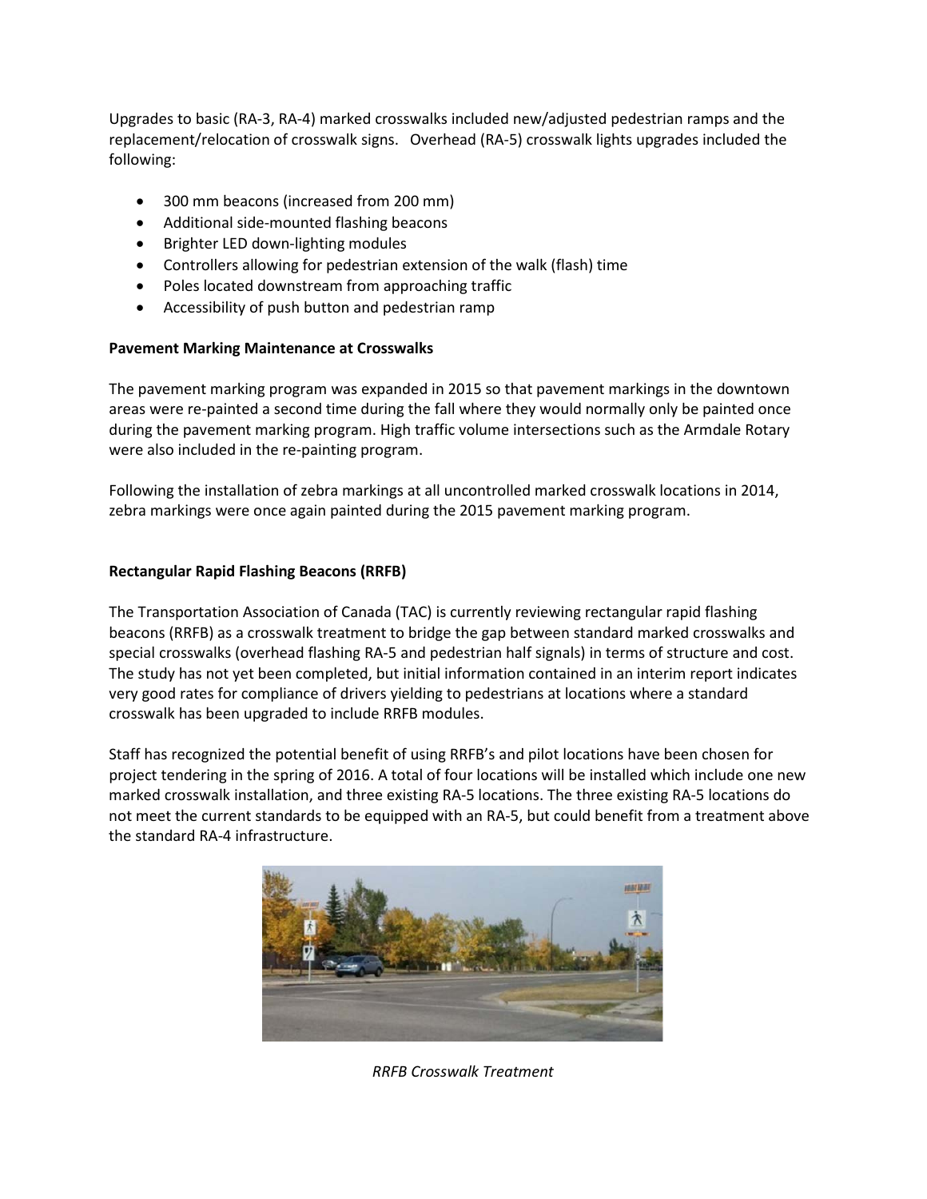Upgrades to basic (RA-3, RA-4) marked crosswalks included new/adjusted pedestrian ramps and the replacement/relocation of crosswalk signs. Overhead (RA-5) crosswalk lights upgrades included the following:

- 300 mm beacons (increased from 200 mm)
- Additional side-mounted flashing beacons
- Brighter LED down-lighting modules
- Controllers allowing for pedestrian extension of the walk (flash) time
- Poles located downstream from approaching traffic
- Accessibility of push button and pedestrian ramp

**Pavement Marking Maintenance at Crosswalks**

The pavement marking program was expanded in 2015 so that pavement markings in the downtown areas were re-painted a second time during the fall where they would normally only be painted once during the pavement marking program. High traffic volume intersections such as the Armdale Rotary were also included in the re-painting program.

Following the installation of zebra markings at all uncontrolled marked crosswalk locations in 2014, zebra markings were once again painted during the 2015 pavement marking program.

**Rectangular Rapid Flashing Beacons (RRFB)**

The Transportation Association of Canada (TAC) is currently reviewing rectangular rapid flashing beacons (RRFB) as a crosswalk treatment to bridge the gap between standard marked crosswalks and special crosswalks (overhead flashing RA-5 and pedestrian half signals) in terms of structure and cost. The study has not yet been completed, but initial information contained in an interim report indicates very good rates for compliance of drivers yielding to pedestrians at locations where a standard crosswalk has been upgraded to include RRFB modules.

Staff has recognized the potential benefit of using RRFB's and pilot locations have been chosen for project tendering in the spring of 2016. A total of four locations will be installed which include one new marked crosswalk installation, and three existing RA-5 locations. The three existing RA-5 locations do not meet the current standards to be equipped with an RA-5, but could benefit from a treatment above the standard RA-4 infrastructure.

*RRFB Crosswalk Treatment*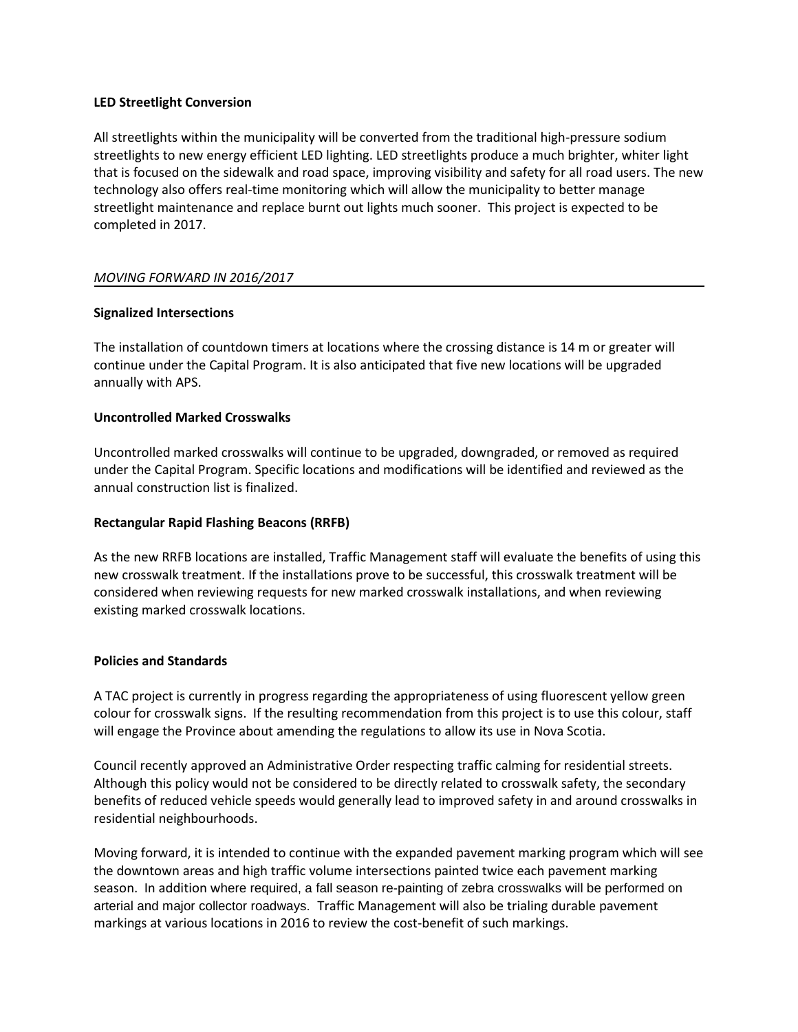**LED Streetlight Conversion**

All streetlights within the municipality will be converted from the traditional high-pressure sodium streetlights to new energy efficient LED lighting. LED streetlights produce a much brighter, whiter light that is focused on the sidewalk and road space, improving visibility and safety for all road users. The new technology also offers real-time monitoring which will allow the municipality to better manage streetlight maintenance and replace burnt out lights much sooner. This project is expected to be completed in 2017.

## *MOVING FORWARD IN 2016/2017*

**Signalized Intersections**

The installation of countdown timers at locations where the crossing distance is 14 m or greater will continue under the Capital Program. It is also anticipated that five new locations will be upgraded annually with APS.

**Uncontrolled Marked Crosswalks**

Uncontrolled marked crosswalks will continue to be upgraded, downgraded, or removed as required under the Capital Program. Specific locations and modifications will be identified and reviewed as the annual construction list is finalized.

**Rectangular Rapid Flashing Beacons (RRFB)**

As the new RRFB locations are installed, Traffic Management staff will evaluate the benefits of using this new crosswalk treatment. If the installations prove to be successful, this crosswalk treatment will be considered when reviewing requests for new marked crosswalk installations, and when reviewing existing marked crosswalk locations.

**Policies and Standards**

A TAC project is currently in progress regarding the appropriateness of using fluorescent yellow green colour for crosswalk signs. If the resulting recommendation from this project is to use this colour, staff will engage the Province about amending the regulations to allow its use in Nova Scotia.

Council recently approved an Administrative Order respecting traffic calming for residential streets. Although this policy would not be considered to be directly related to crosswalk safety, the secondary benefits of reduced vehicle speeds would generally lead to improved safety in and around crosswalks in residential neighbourhoods.

Moving forward, it is intended to continue with the expanded pavement marking program which will see the downtown areas and high traffic volume intersections painted twice each pavement marking season. In addition where required, a fall season re-painting of zebra crosswalks will be performed on arterial and major collector roadways. Traffic Management will also be trialing durable pavement markings at various locations in 2016 to review the cost-benefit of such markings.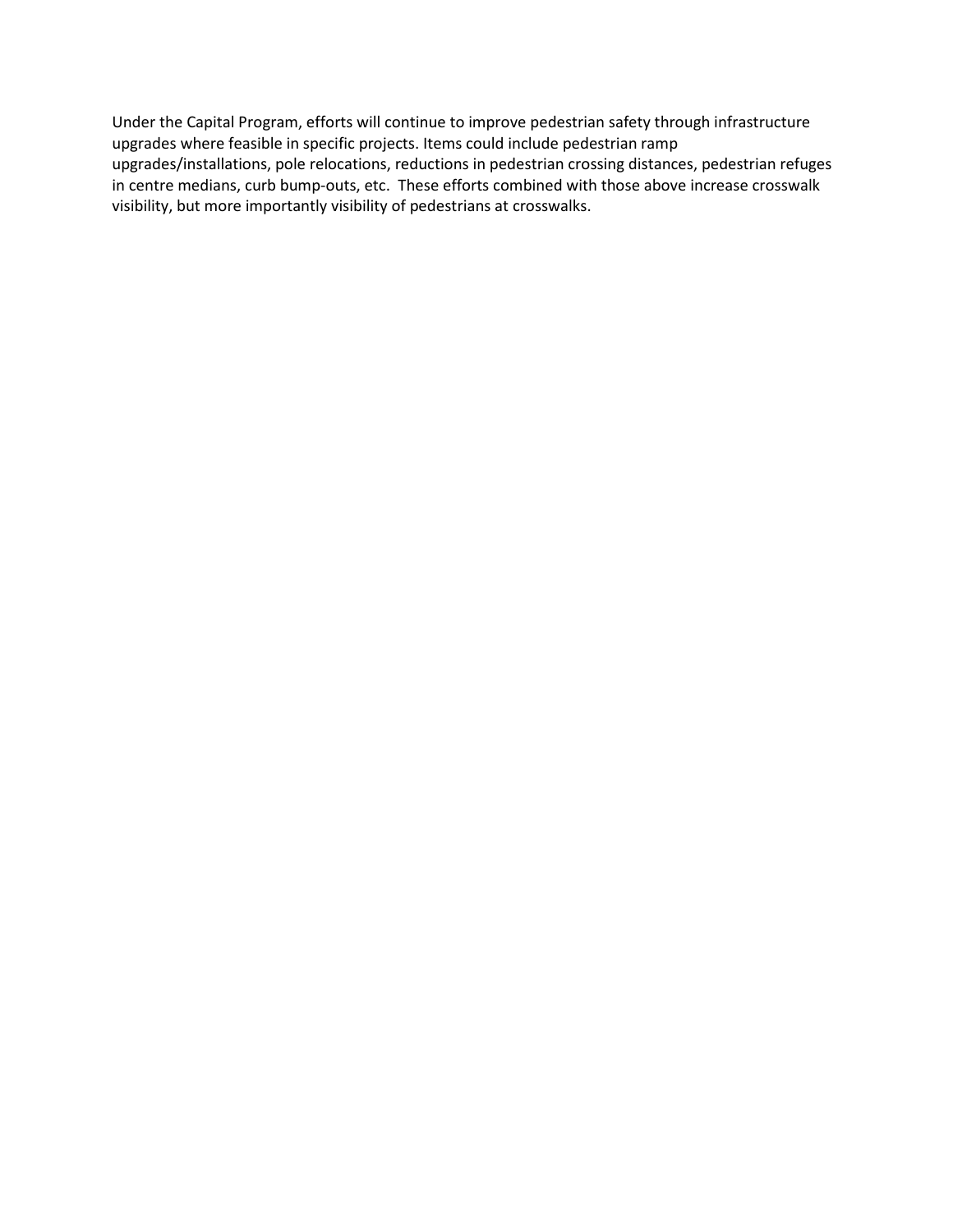Under the Capital Program, efforts will continue to improve pedestrian safety through infrastructure upgrades where feasible in specific projects. Items could include pedestrian ramp upgrades/installations, pole relocations, reductions in pedestrian crossing distances, pedestrian refuges in centre medians, curb bump-outs, etc. These efforts combined with those above increase crosswalk visibility, but more importantly visibility of pedestrians at crosswalks.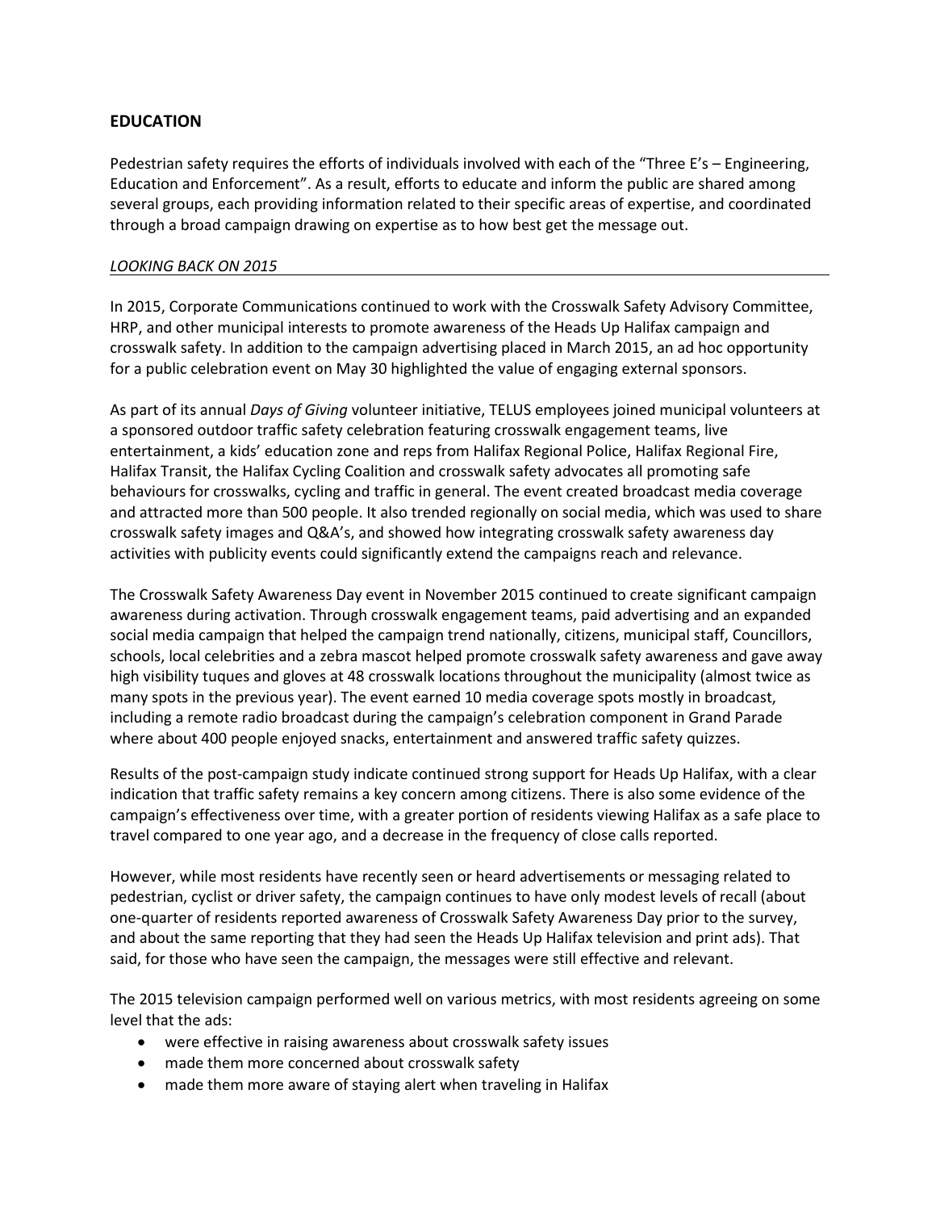## EDUCATION

Pedestrian safety requires the efforts of individuals involved with each of the "Three E's – Engineering, Education and Enforcement". As a result, efforts to educate and inform the public are shared among several groups, each providing information related to their specific areas of expertise, and coordinated through a broad campaign drawing on expertise as to how best get the message out.

*LOOKING BACK ON 2015*

In 2015, Corporate Communications continued to work with the Crosswalk Safety Advisory Committee, HRP, and other municipal interests to promote awareness of the Heads Up Halifax campaign and crosswalk safety. In addition to the campaign advertising placed in March 2015, an ad hoc opportunity for a public celebration event on May 30 highlighted the value of engaging external sponsors.

As part of its annual *Days of Giving* volunteer initiative, TELUS employees joined municipal volunteers at a sponsored outdoor traffic safety celebration featuring crosswalk engagement teams, live entertainment, a kids' education zone and reps from Halifax Regional Police, Halifax Regional Fire, Halifax Transit, the Halifax Cycling Coalition and crosswalk safety advocates all promoting safe behaviours for crosswalks, cycling and traffic in general. The event created broadcast media coverage and attracted more than 500 people. It also trended regionally on social media, which was used to share crosswalk safety images and Q&A's, and showed how integrating crosswalk safety awareness day activities with publicity events could significantly extend the campaigns reach and relevance.

The Crosswalk Safety Awareness Day event in November 2015 continued to create significant campaign awareness during activation. Through crosswalk engagement teams, paid advertising and an expanded social media campaign that helped the campaign trend nationally, citizens, municipal staff, Councillors, schools, local celebrities and a zebra mascot helped promote crosswalk safety awareness and gave away high visibility tuques and gloves at 48 crosswalk locations throughout the municipality (almost twice as many spots in the previous year). The event earned 10 media coverage spots mostly in broadcast, including a remote radio broadcast during the campaign's celebration component in Grand Parade where about 400 people enjoyed snacks, entertainment and answered traffic safety quizzes.

Results of the post-campaign study indicate continued strong support for Heads Up Halifax, with a clear indication that traffic safety remains a key concern among citizens. There is also some evidence of the campaign's effectiveness over time, with a greater portion of residents viewing Halifax as a safe place to travel compared to one year ago, and a decrease in the frequency of close calls reported.

However, while most residents have recently seen or heard advertisements or messaging related to pedestrian, cyclist or driver safety, the campaign continues to have only modest levels of recall (about one-quarter of residents reported awareness of Crosswalk Safety Awareness Day prior to the survey, and about the same reporting that they had seen the Heads Up Halifax television and print ads). That said, for those who have seen the campaign, the messages were still effective and relevant.

The 2015 television campaign performed well on various metrics, with most residents agreeing on some level that the ads:

- were effective in raising awareness about crosswalk safety issues
- made them more concerned about crosswalk safety
- made them more aware of staying alert when traveling in Halifax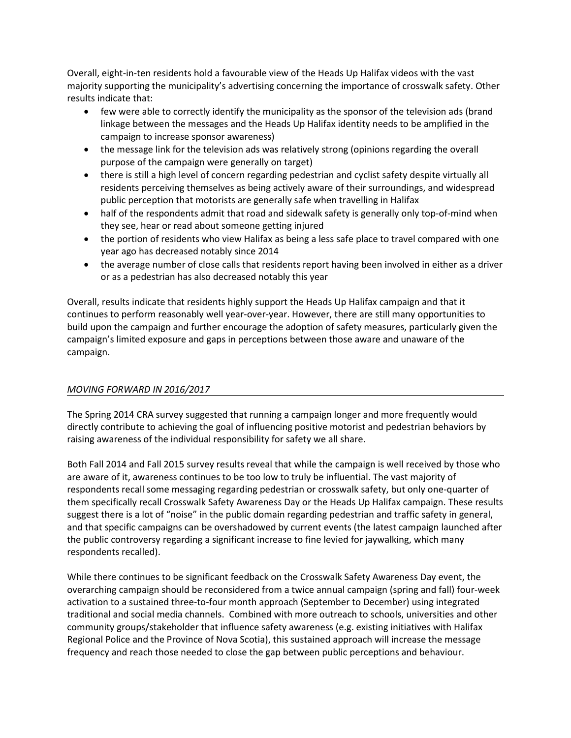Overall, eight-in-ten residents hold a favourable view of the Heads Up Halifax videos with the vast majority supporting the municipality's advertising concerning the importance of crosswalk safety. Other results indicate that:

- few were able to correctly identify the municipality as the sponsor of the television ads (brand linkage between the messages and the Heads Up Halifax identity needs to be amplified in the campaign to increase sponsor awareness)
- the message link for the television ads was relatively strong (opinions regarding the overall purpose of the campaign were generally on target)
- there is still a high level of concern regarding pedestrian and cyclist safety despite virtually all residents perceiving themselves as being actively aware of their surroundings, and widespread public perception that motorists are generally safe when travelling in Halifax
- half of the respondents admit that road and sidewalk safety is generally only top-of-mind when they see, hear or read about someone getting injured
- the portion of residents who view Halifax as being a less safe place to travel compared with one year ago has decreased notably since 2014
- the average number of close calls that residents report having been involved in either as a driver or as a pedestrian has also decreased notably this year

Overall, results indicate that residents highly support the Heads Up Halifax campaign and that it continues to perform reasonably well year-over-year. However, there are still many opportunities to build upon the campaign and further encourage the adoption of safety measures, particularly given the campaign's limited exposure and gaps in perceptions between those aware and unaware of the campaign.

*MOVING FORWARD IN 2016/2017*

The Spring 2014 CRA survey suggested that running a campaign longer and more frequently would directly contribute to achieving the goal of influencing positive motorist and pedestrian behaviors by raising awareness of the individual responsibility for safety we all share.

Both Fall 2014 and Fall 2015 survey results reveal that while the campaign is well received by those who are aware of it, awareness continues to be too low to truly be influential. The vast majority of respondents recall some messaging regarding pedestrian or crosswalk safety, but only one-quarter of them specifically recall Crosswalk Safety Awareness Day or the Heads Up Halifax campaign. These results suggest there is a lot of "noise" in the public domain regarding pedestrian and traffic safety in general, and that specific campaigns can be overshadowed by current events (the latest campaign launched after the public controversy regarding a significant increase to fine levied for jaywalking, which many respondents recalled).

While there continues to be significant feedback on the Crosswalk Safety Awareness Day event, the overarching campaign should be reconsidered from a twice annual campaign (spring and fall) four-week activation to a sustained three-to-four month approach (September to December) using integrated traditional and social media channels. Combined with more outreach to schools, universities and other community groups/stakeholder that influence safety awareness (e.g. existing initiatives with Halifax Regional Police and the Province of Nova Scotia), this sustained approach will increase the message frequency and reach those needed to close the gap between public perceptions and behaviour.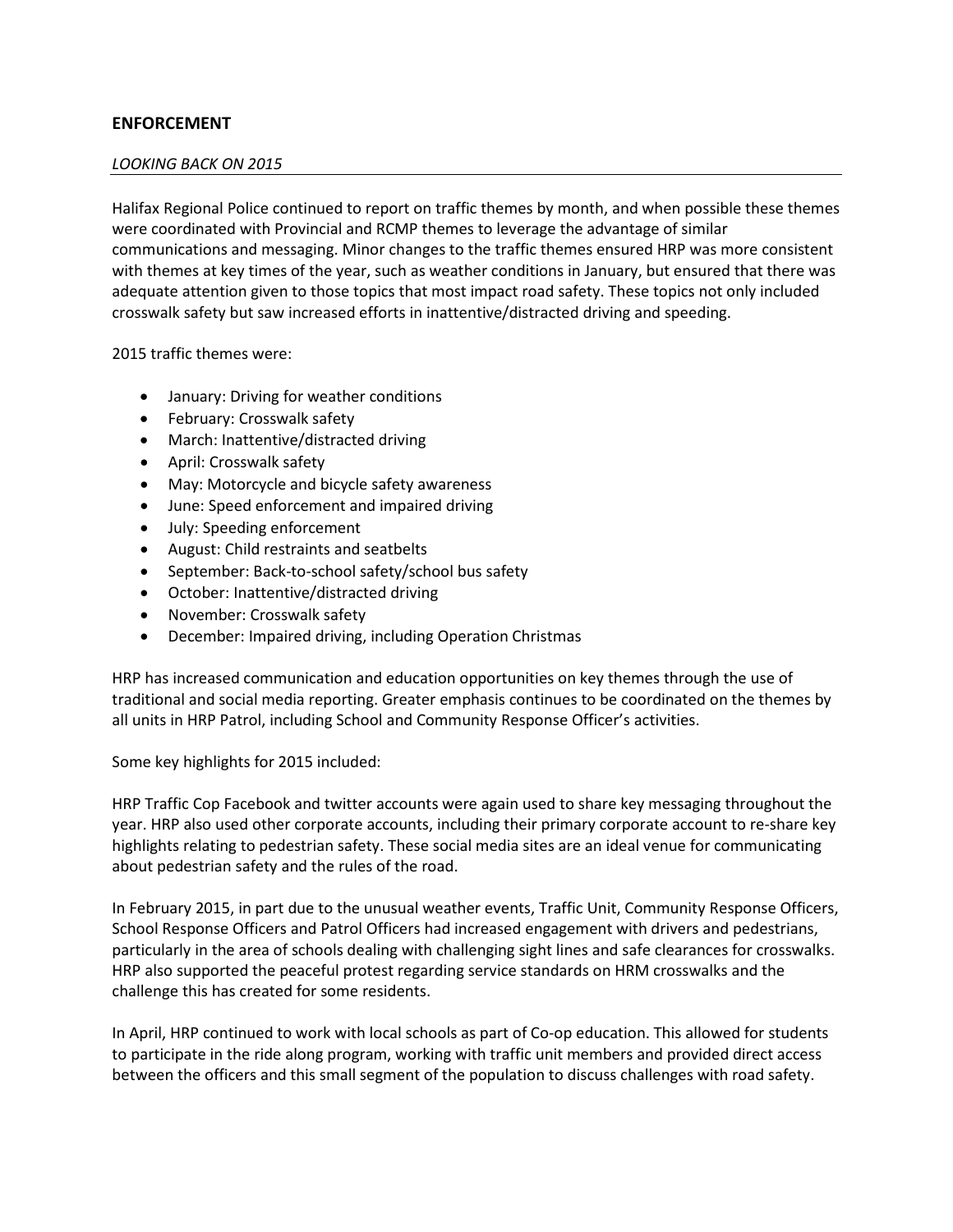## ENFORCEMENT

*LOOKING BACK ON 2015*

Halifax Regional Police continued to report on traffic themes by month, and when possible these themes were coordinated with Provincial and RCMP themes to leverage the advantage of similar communications and messaging. Minor changes to the traffic themes ensured HRP was more consistent with themes at key times of the year, such as weather conditions in January, but ensured that there was adequate attention given to those topics that most impact road safety. These topics not only included crosswalk safety but saw increased efforts in inattentive/distracted driving and speeding.

2015 traffic themes were:

- January: Driving for weather conditions
- February: Crosswalk safety
- March: Inattentive/distracted driving
- April: Crosswalk safety
- May: Motorcycle and bicycle safety awareness
- June: Speed enforcement and impaired driving
- July: Speeding enforcement
- August: Child restraints and seatbelts
- September: Back-to-school safety/school bus safety
- October: Inattentive/distracted driving
- November: Crosswalk safety
- December: Impaired driving, including Operation Christmas

HRP has increased communication and education opportunities on key themes through the use of traditional and social media reporting. Greater emphasis continues to be coordinated on the themes by all units in HRP Patrol, including School and Community Response Officer's activities.

Some key highlights for 2015 included:

HRP Traffic Cop Facebook and twitter accounts were again used to share key messaging throughout the year. HRP also used other corporate accounts, including their primary corporate account to re-share key highlights relating to pedestrian safety. These social media sites are an ideal venue for communicating about pedestrian safety and the rules of the road.

In February 2015, in part due to the unusual weather events, Traffic Unit, Community Response Officers, School Response Officers and Patrol Officers had increased engagement with drivers and pedestrians, particularly in the area of schools dealing with challenging sight lines and safe clearances for crosswalks. HRP also supported the peaceful protest regarding service standards on HRM crosswalks and the challenge this has created for some residents.

In April, HRP continued to work with local schools as part of Co-op education. This allowed for students to participate in the ride along program, working with traffic unit members and provided direct access between the officers and this small segment of the population to discuss challenges with road safety.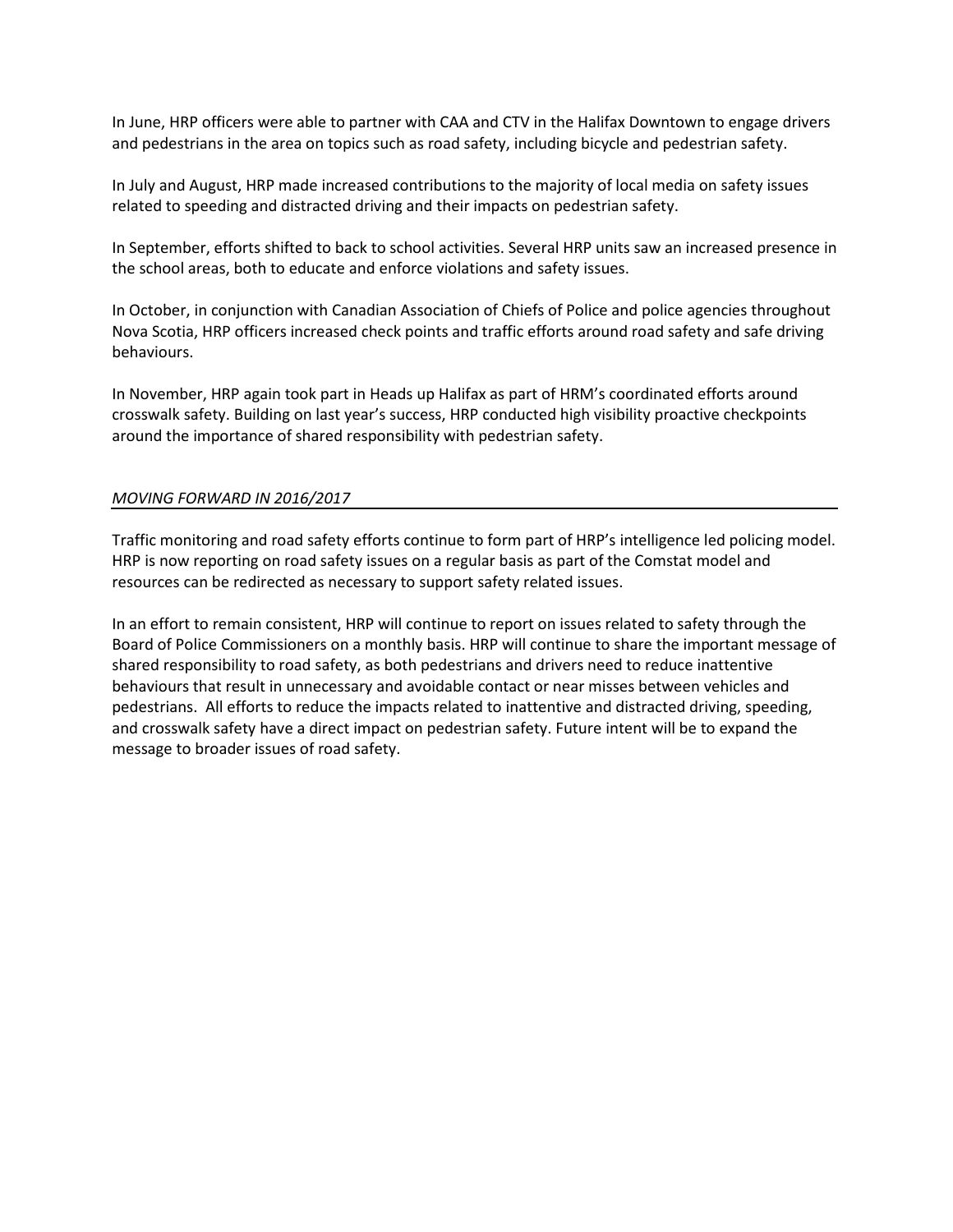In June, HRP officers were able to partner with CAA and CTV in the Halifax Downtown to engage drivers and pedestrians in the area on topics such as road safety, including bicycle and pedestrian safety.

In July and August, HRP made increased contributions to the majority of local media on safety issues related to speeding and distracted driving and their impacts on pedestrian safety.

In September, efforts shifted to back to school activities. Several HRP units saw an increased presence in the school areas, both to educate and enforce violations and safety issues.

In October, in conjunction with Canadian Association of Chiefs of Police and police agencies throughout Nova Scotia, HRP officers increased check points and traffic efforts around road safety and safe driving behaviours.

In November, HRP again took part in Heads up Halifax as part of HRM's coordinated efforts around crosswalk safety. Building on last year's success, HRP conducted high visibility proactive checkpoints around the importance of shared responsibility with pedestrian safety.

*MOVING FORWARD IN 2016/2017*

Traffic monitoring and road safety efforts continue to form part of HRP's intelligence led policing model. HRP is now reporting on road safety issues on a regular basis as part of the Comstat model and resources can be redirected as necessary to support safety related issues.

In an effort to remain consistent, HRP will continue to report on issues related to safety through the Board of Police Commissioners on a monthly basis. HRP will continue to share the important message of shared responsibility to road safety, as both pedestrians and drivers need to reduce inattentive behaviours that result in unnecessary and avoidable contact or near misses between vehicles and pedestrians. All efforts to reduce the impacts related to inattentive and distracted driving, speeding, and crosswalk safety have a direct impact on pedestrian safety. Future intent will be to expand the message to broader issues of road safety.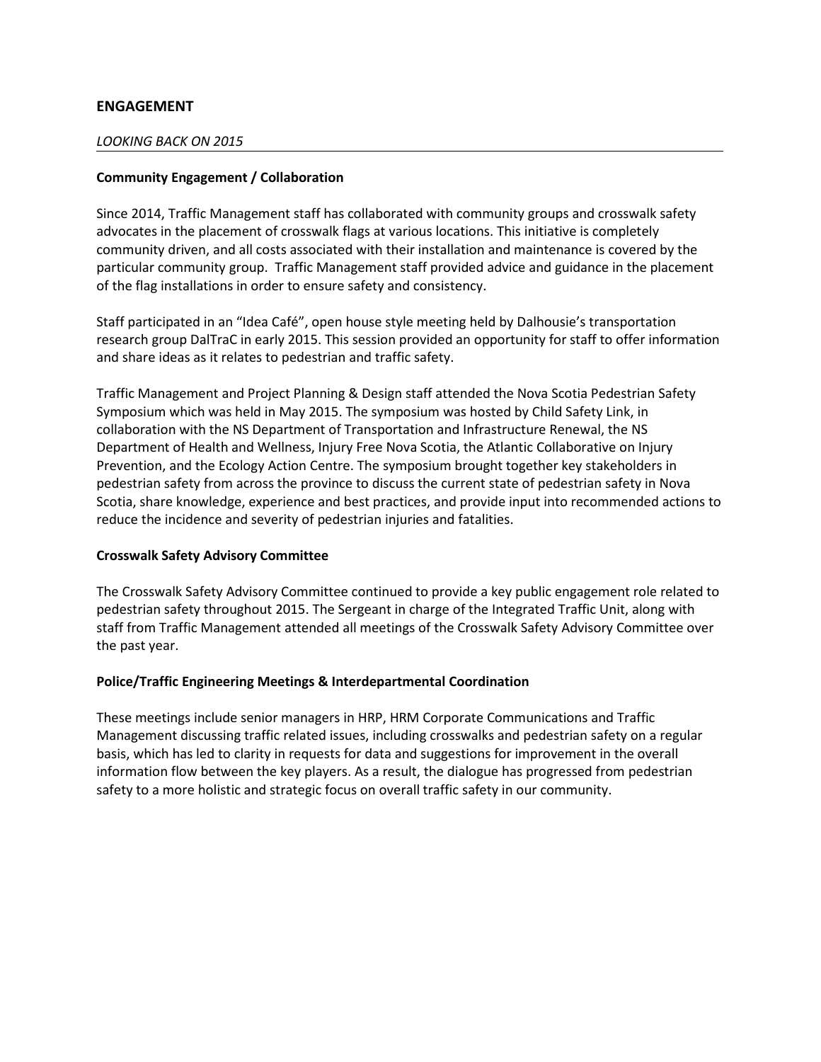## ENGAGEMENT

*LOOKING BACK ON 2015*

### Community Engagement / Collaboration

Since 2014, Traffic Management staff has collaborated with community groups and crosswalk safety advocates in the placement of crosswalk flags at various locations. This initiative is completely community driven, and all costs associated with their installation and maintenance is covered by the particular community group. Traffic Management staff provided advice and guidance in the placement of the flag installations in order to ensure safety and consistency.

Staff participated in an "Idea Café", open house style meeting held by Dalhousie's transportation research group DalTraC in early 2015. This session provided an opportunity for staff to offer information and share ideas as it relates to pedestrian and traffic safety.

Traffic Management and Project Planning & Design staff attended the Nova Scotia Pedestrian Safety Symposium which was held in May 2015. The symposium was hosted by Child Safety Link, in collaboration with the NS Department of Transportation and Infrastructure Renewal, the NS Department of Health and Wellness, Injury Free Nova Scotia, the Atlantic Collaborative on Injury Prevention, and the Ecology Action Centre. The symposium brought together key stakeholders in pedestrian safety from across the province to discuss the current state of pedestrian safety in Nova Scotia, share knowledge, experience and best practices, and provide input into recommended actions to reduce the incidence and severity of pedestrian injuries and fatalities.

### Crosswalk Safety Advisory Committee

The Crosswalk Safety Advisory Committee continued to provide a key public engagement role related to pedestrian safety throughout 2015. The Sergeant in charge of the Integrated Traffic Unit, along with staff from Traffic Management attended all meetings of the Crosswalk Safety Advisory Committee over the past year.

### Police/Traffic Engineering Meetings & Interdepartmental Coordination

These meetings include senior managers in HRP, HRM Corporate Communications and Traffic Management discussing traffic related issues, including crosswalks and pedestrian safety on a regular basis, which has led to clarity in requests for data and suggestions for improvement in the overall information flow between the key players. As a result, the dialogue has progressed from pedestrian safety to a more holistic and strategic focus on overall traffic safety in our community.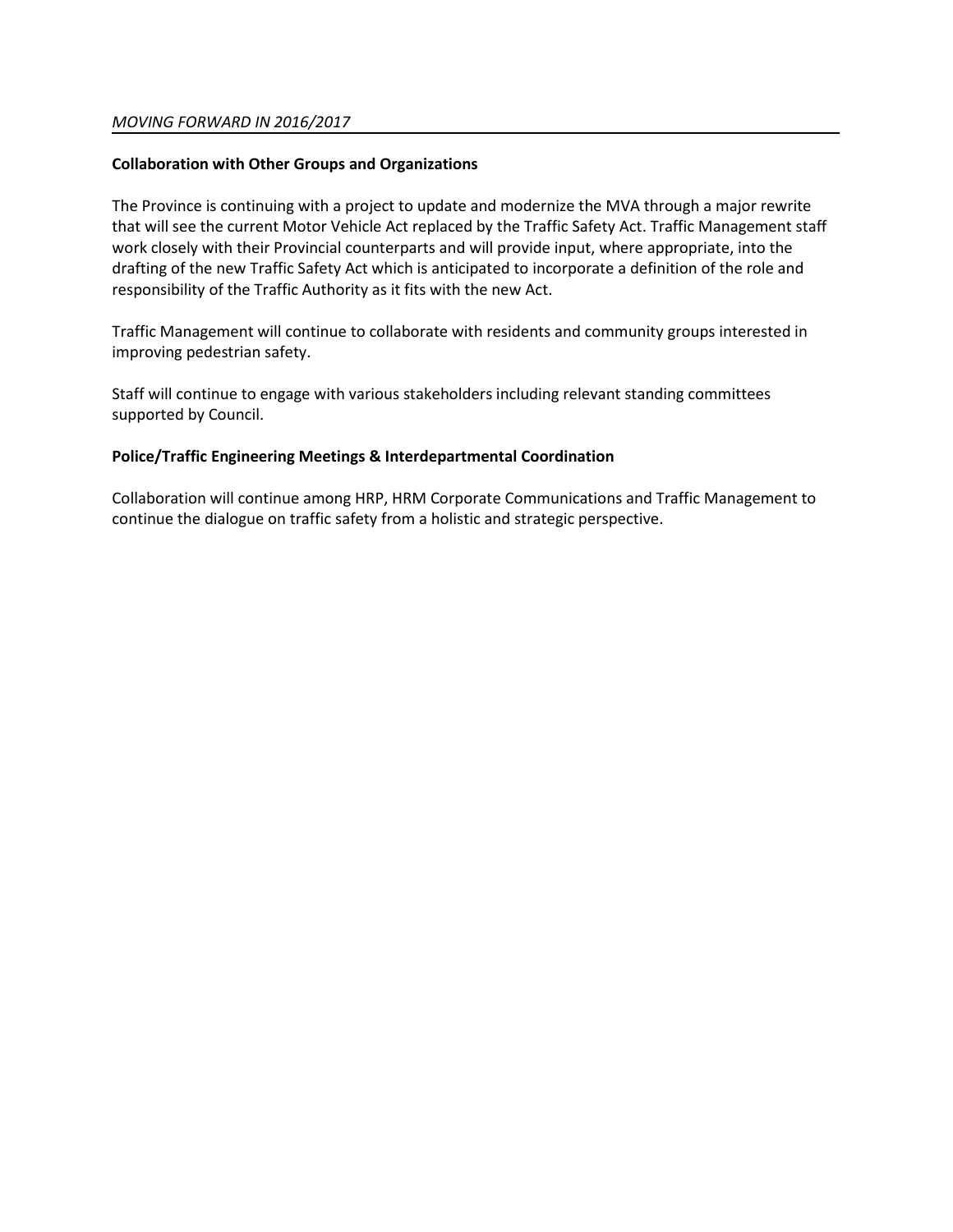*MOVING FORWARD IN 2016/2017*

**Collaboration with Other Groups and Organizations**

The Province is continuing with a project to update and modernize the MVA through a major rewrite that will see the current Motor Vehicle Act replaced by the Traffic Safety Act. Traffic Management staff work closely with their Provincial counterparts and will provide input, where appropriate, into the drafting of the new Traffic Safety Act which is anticipated to incorporate a definition of the role and responsibility of the Traffic Authority as it fits with the new Act.

Traffic Management will continue to collaborate with residents and community groups interested in improving pedestrian safety.

Staff will continue to engage with various stakeholders including relevant standing committees supported by Council.

**Police/Traffic Engineering Meetings & Interdepartmental Coordination**

Collaboration will continue among HRP, HRM Corporate Communications and Traffic Management to continue the dialogue on traffic safety from a holistic and strategic perspective.